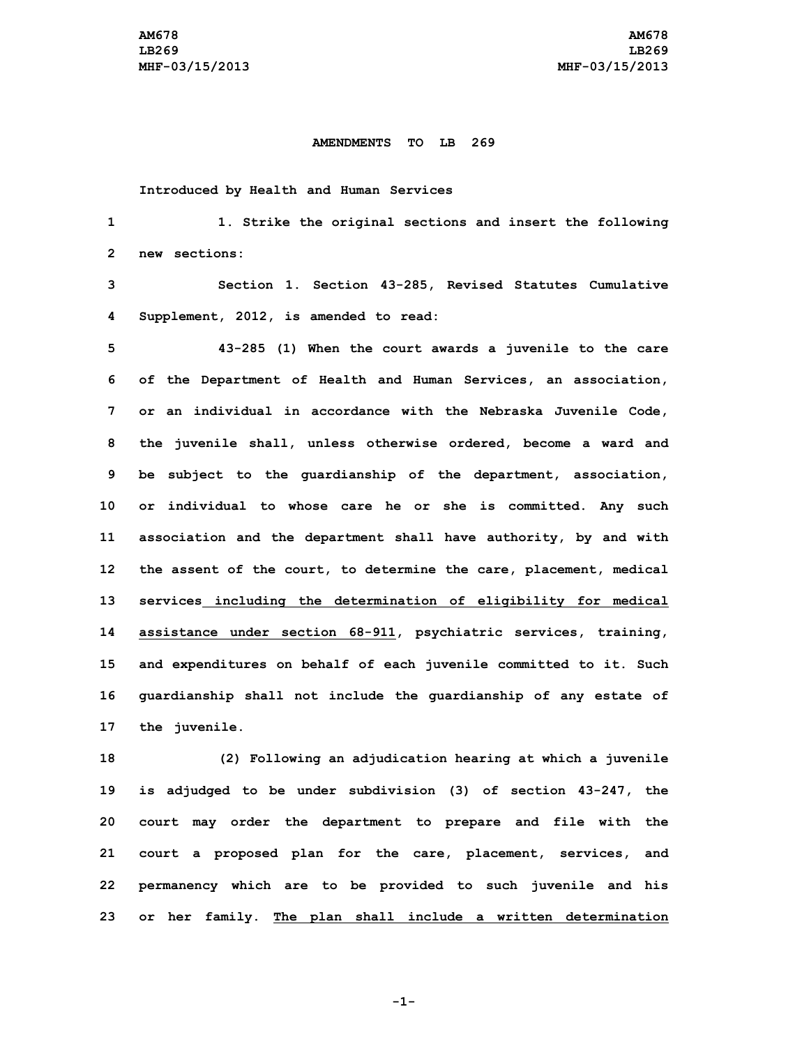**AMENDMENTS TO LB 269**

Introduced by Health and Human Services

1. Strike the original sections and insert the following new sections:

Section 1. Section 43-285, Revised Statutes Cumulative Supplement, 2012, is amended to read:

43-285 (1) When the court awards a juvenile to the care of the Department of Health and Human Services, an association, or an individual in accordance with the Nebraska Juvenile Code, the juvenile shall, unless otherwise ordered, become a ward and be subject to the guardianship of the department, association, or individual to whose care he or she is committed. Any such association and the department shall have authority, by and with the assent of the court, to determine the care, placement, medical services <u>including the determination of eligibility for medical assistance under section 68-911</u>, psychiatric services, training, and expenditures on behalf of each juvenile committed to it. Such guardianship shall not include the guardianship of any estate of the juvenile.

(2) Following an adjudication hearing at which a juvenile is adjudged to be under subdivision (3) of section 43-247, the court may order the department to prepare and file with the court a proposed plan for the care, placement, services, and permanency which are to be provided to such juvenile and his or her family. <u>The plan shall include a written determination</u>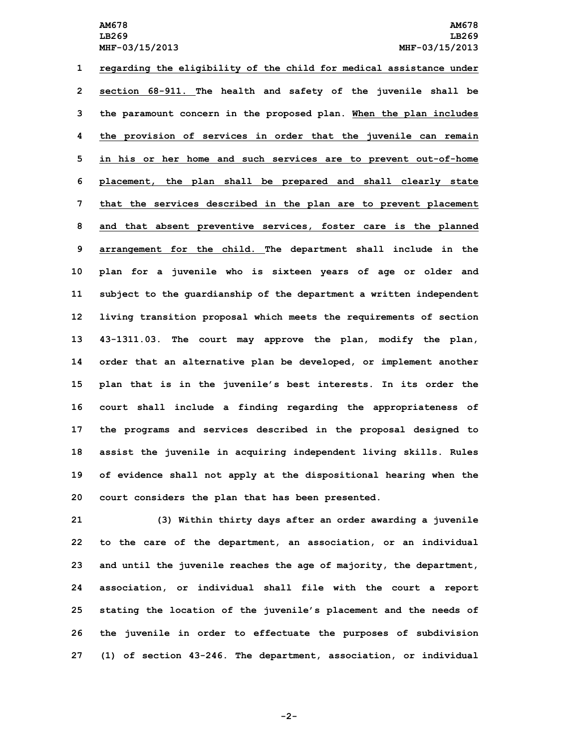regarding the eligibility of the child for medical assistance under section 68-911. The health and safety of the juvenile shall be the paramount concern in the proposed plan. When the plan includes the provision of services in order that the juvenile can remain in his or her home and such services are to prevent out-of-home placement, the plan shall be prepared and shall clearly state that the services described in the plan are to prevent placement and that absent preventive services, foster care is the planned arrangement for the child. The department shall include in the plan for a juvenile who is sixteen years of age or older and subject to the guardianship of the department a written independent living transition proposal which meets the requirements of section 43-1311.03. The court may approve the plan, modify the plan, order that an alternative plan be developed, or implement another plan that is in the juvenile's best interests. In its order the court shall include a finding regarding the appropriateness of the programs and services described in the proposal designed to assist the juvenile in acquiring independent living skills. Rules of evidence shall not apply at the dispositional hearing when the court considers the plan that has been presented.

(3) Within thirty days after an order awarding a juvenile to the care of the department, an association, or an individual and until the juvenile reaches the age of majority, the department, association, or individual shall file with the court a report stating the location of the juvenile's placement and the needs of the juvenile in order to effectuate the purposes of subdivision (1) of section 43-246. The department, association, or individual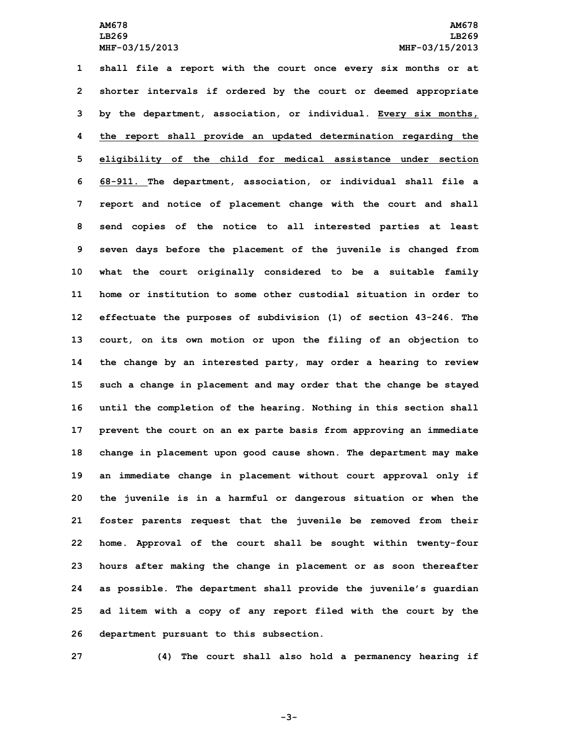shall file a report with the court once every six months or at shorter intervals if ordered by the court or deemed appropriate by the department, association, or individual. <u>Every six months, the report shall provide an updated determination regarding the eligibility of the child for medical assistance under section 68-911.</u> The department, association, or individual shall file a report and notice of placement change with the court and shall send copies of the notice to all interested parties at least seven days before the placement of the juvenile is changed from what the court originally considered to be a suitable family home or institution to some other custodial situation in order to effectuate the purposes of subdivision (1) of section 43-246. The court, on its own motion or upon the filing of an objection to the change by an interested party, may order a hearing to review such a change in placement and may order that the change be stayed until the completion of the hearing. Nothing in this section shall prevent the court on an ex parte basis from approving an immediate change in placement upon good cause shown. The department may make an immediate change in placement without court approval only if the juvenile is in a harmful or dangerous situation or when the foster parents request that the juvenile be removed from their home. Approval of the court shall be sought within twenty-four hours after making the change in placement or as soon thereafter as possible. The department shall provide the juvenile's guardian ad litem with a copy of any report filed with the court by the department pursuant to this subsection.

(4) The court shall also hold a permanency hearing if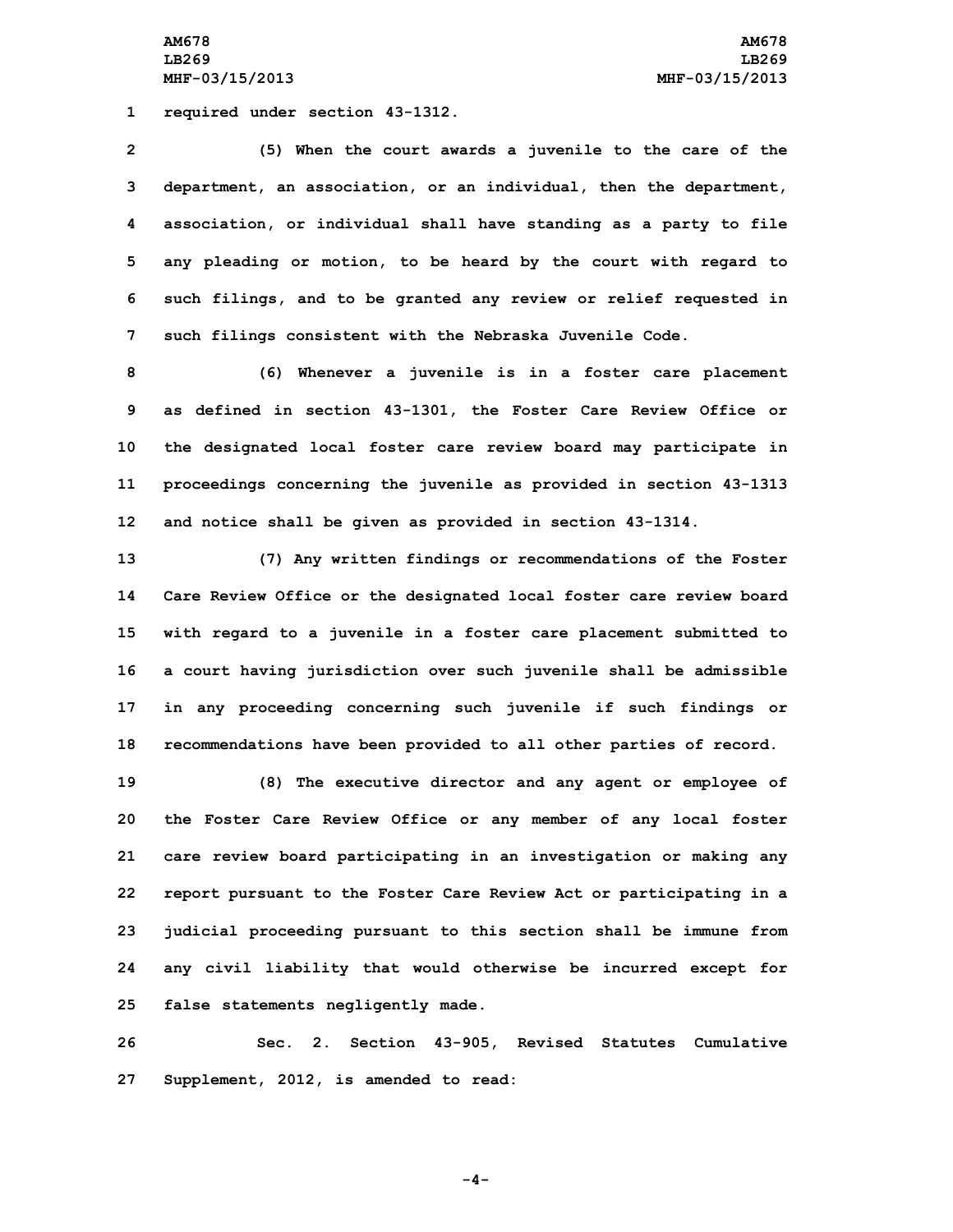required under section 43-1312.

(5) When the court awards a juvenile to the care of the department, an association, or an individual, then the department, association, or individual shall have standing as a party to file any pleading or motion, to be heard by the court with regard to such filings, and to be granted any review or relief requested in such filings consistent with the Nebraska Juvenile Code.

(6) Whenever a juvenile is in a foster care placement as defined in section 43-1301, the Foster Care Review Office or the designated local foster care review board may participate in proceedings concerning the juvenile as provided in section 43-1313 and notice shall be given as provided in section 43-1314.

(7) Any written findings or recommendations of the Foster Care Review Office or the designated local foster care review board with regard to a juvenile in a foster care placement submitted to a court having jurisdiction over such juvenile shall be admissible in any proceeding concerning such juvenile if such findings or recommendations have been provided to all other parties of record.

(8) The executive director and any agent or employee of the Foster Care Review Office or any member of any local foster care review board participating in an investigation or making any report pursuant to the Foster Care Review Act or participating in a judicial proceeding pursuant to this section shall be immune from any civil liability that would otherwise be incurred except for false statements negligently made.

Sec. 2. Section 43-905, Revised Statutes Cumulative Supplement, 2012, is amended to read: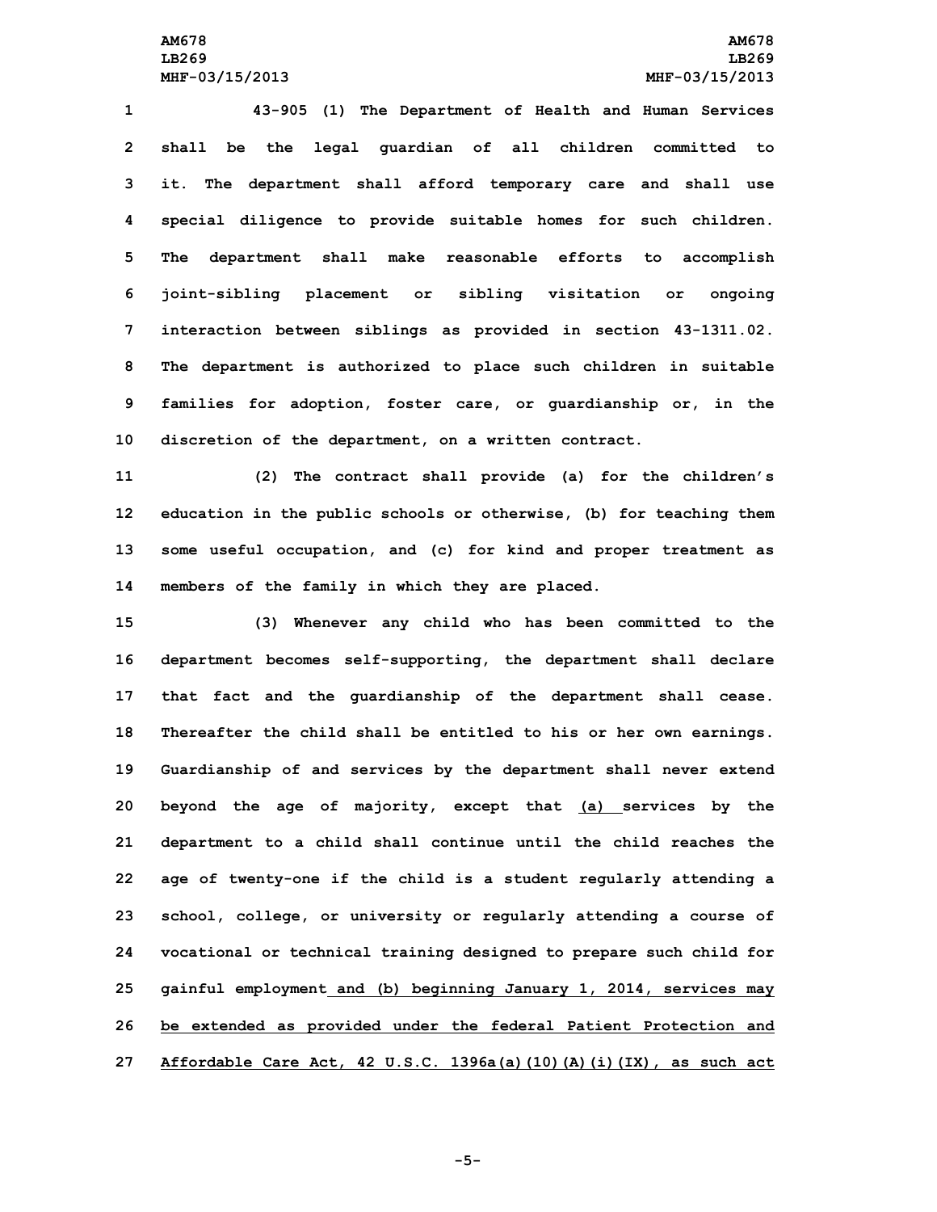43-905 (1) The Department of Health and Human Services shall be the legal guardian of all children committed to it. The department shall afford temporary care and shall use special diligence to provide suitable homes for such children. The department shall make reasonable efforts to accomplish joint-sibling placement or sibling visitation or ongoing interaction between siblings as provided in section 43-1311.02. The department is authorized to place such children in suitable families for adoption, foster care, or guardianship or, in the discretion of the department, on a written contract.

(2) The contract shall provide (a) for the children's education in the public schools or otherwise, (b) for teaching them some useful occupation, and (c) for kind and proper treatment as members of the family in which they are placed.

(3) Whenever any child who has been committed to the department becomes self-supporting, the department shall declare that fact and the guardianship of the department shall cease. Thereafter the child shall be entitled to his or her own earnings. Guardianship of and services by the department shall never extend beyond the age of majority, except that (a) services by the department to a child shall continue until the child reaches the age of twenty-one if the child is a student regularly attending a school, college, or university or regularly attending a course of vocational or technical training designed to prepare such child for gainful employment and (b) beginning January 1, 2014, services may be extended as provided under the federal Patient Protection and Affordable Care Act, 42 U.S.C. 1396a(a)(10)(A)(i)(IX), as such act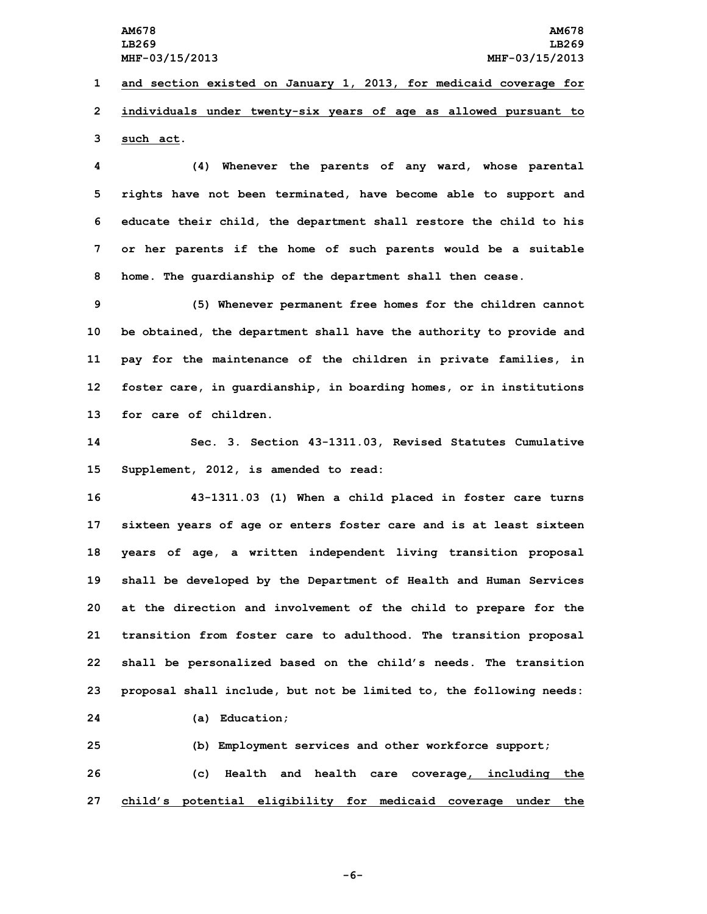and section existed on January 1, 2013, for medicaid coverage for individuals under twenty-six years of age as allowed pursuant to such act.

(4) Whenever the parents of any ward, whose parental rights have not been terminated, have become able to support and educate their child, the department shall restore the child to his or her parents if the home of such parents would be a suitable home. The guardianship of the department shall then cease.

(5) Whenever permanent free homes for the children cannot be obtained, the department shall have the authority to provide and pay for the maintenance of the children in private families, in foster care, in guardianship, in boarding homes, or in institutions for care of children.

Sec. 3. Section 43-1311.03, Revised Statutes Cumulative Supplement, 2012, is amended to read:

43-1311.03 (1) When a child placed in foster care turns sixteen years of age or enters foster care and is at least sixteen years of age, a written independent living transition proposal shall be developed by the Department of Health and Human Services at the direction and involvement of the child to prepare for the transition from foster care to adulthood. The transition proposal shall be personalized based on the child's needs. The transition proposal shall include, but not be limited to, the following needs:

(a) Education;

(b) Employment services and other workforce support;

(c) Health and health care coverage, including the child's potential eligibility for medicaid coverage under the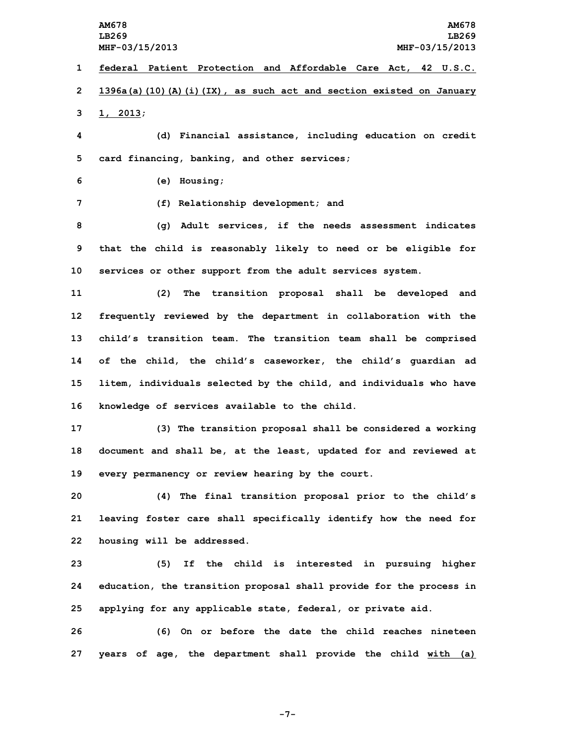federal Patient Protection and Affordable Care Act, 42 U.S.C. 1396a(a)(10)(A)(i)(IX), as such act and section existed on January 1, 2013;

(d) Financial assistance, including education on credit card financing, banking, and other services;

(e) Housing;

(f) Relationship development; and

(g) Adult services, if the needs assessment indicates that the child is reasonably likely to need or be eligible for services or other support from the adult services system.

(2) The transition proposal shall be developed and frequently reviewed by the department in collaboration with the child's transition team. The transition team shall be comprised of the child, the child's caseworker, the child's guardian ad litem, individuals selected by the child, and individuals who have knowledge of services available to the child.

(3) The transition proposal shall be considered a working document and shall be, at the least, updated for and reviewed at every permanency or review hearing by the court.

(4) The final transition proposal prior to the child's leaving foster care shall specifically identify how the need for housing will be addressed.

(5) If the child is interested in pursuing higher education, the transition proposal shall provide for the process in applying for any applicable state, federal, or private aid.

(6) On or before the date the child reaches nineteen years of age, the department shall provide the child with (a)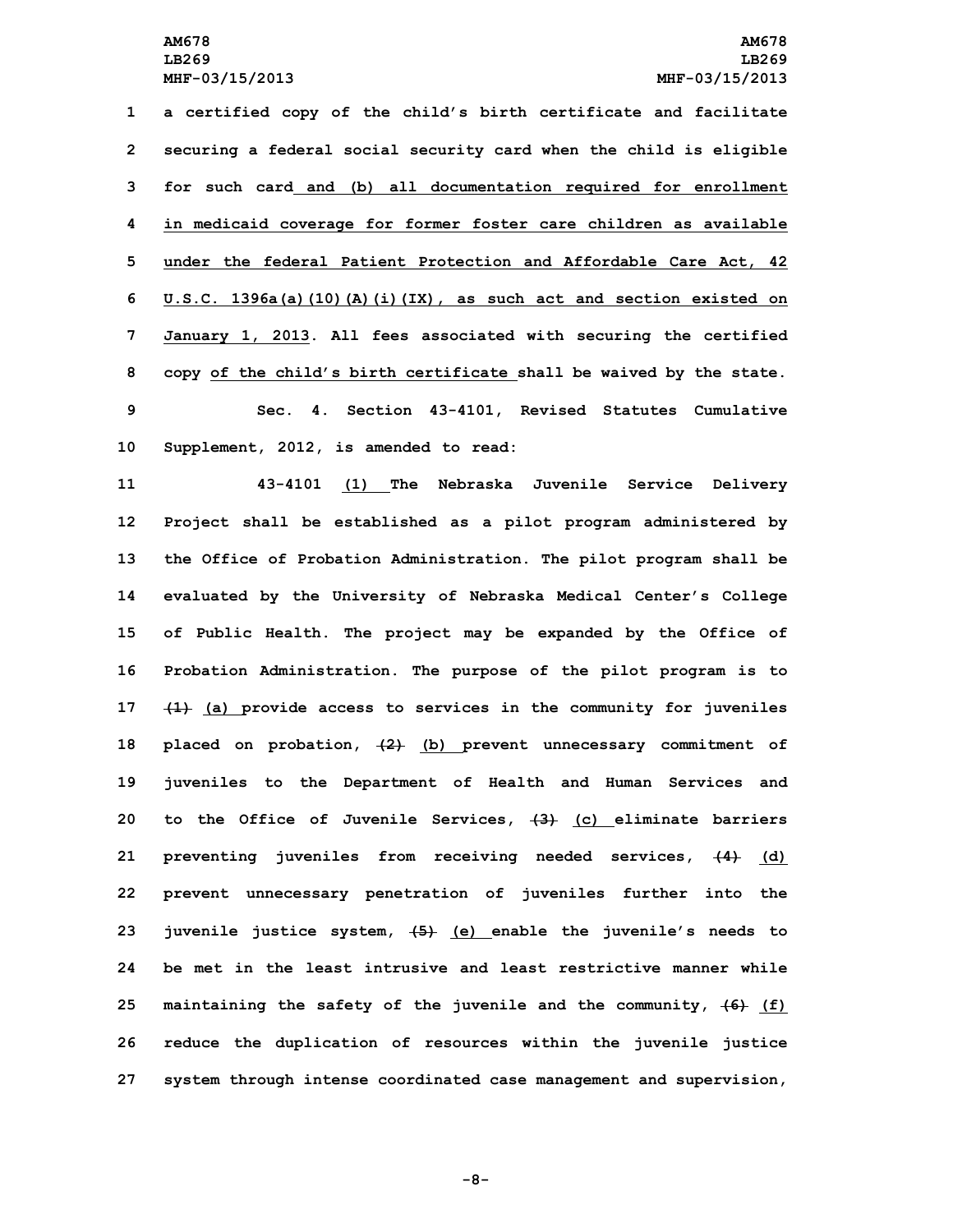a certified copy of the child's birth certificate and facilitate securing a federal social security card when the child is eligible for such card and (b) all documentation required for enrollment in medicaid coverage for former foster care children as available under the federal Patient Protection and Affordable Care Act, 42 U.S.C. 1396a(a)(10)(A)(i)(IX), as such act and section existed on January 1, 2013. All fees associated with securing the certified copy of the child's birth certificate shall be waived by the state.

Sec. 4. Section 43-4101, Revised Statutes Cumulative Supplement, 2012, is amended to read:

43-4101 (1) The Nebraska Juvenile Service Delivery Project shall be established as a pilot program administered by the Office of Probation Administration. The pilot program shall be evaluated by the University of Nebraska Medical Center's College of Public Health. The project may be expanded by the Office of Probation Administration. The purpose of the pilot program is to ~~(1)~~ (a) provide access to services in the community for juveniles placed on probation, ~~(2)~~ (b) prevent unnecessary commitment of juveniles to the Department of Health and Human Services and to the Office of Juvenile Services, ~~(3)~~ (c) eliminate barriers preventing juveniles from receiving needed services, ~~(4)~~ (d) prevent unnecessary penetration of juveniles further into the juvenile justice system, ~~(5)~~ (e) enable the juvenile's needs to be met in the least intrusive and least restrictive manner while maintaining the safety of the juvenile and the community, ~~(6)~~ (f) reduce the duplication of resources within the juvenile justice system through intense coordinated case management and supervision,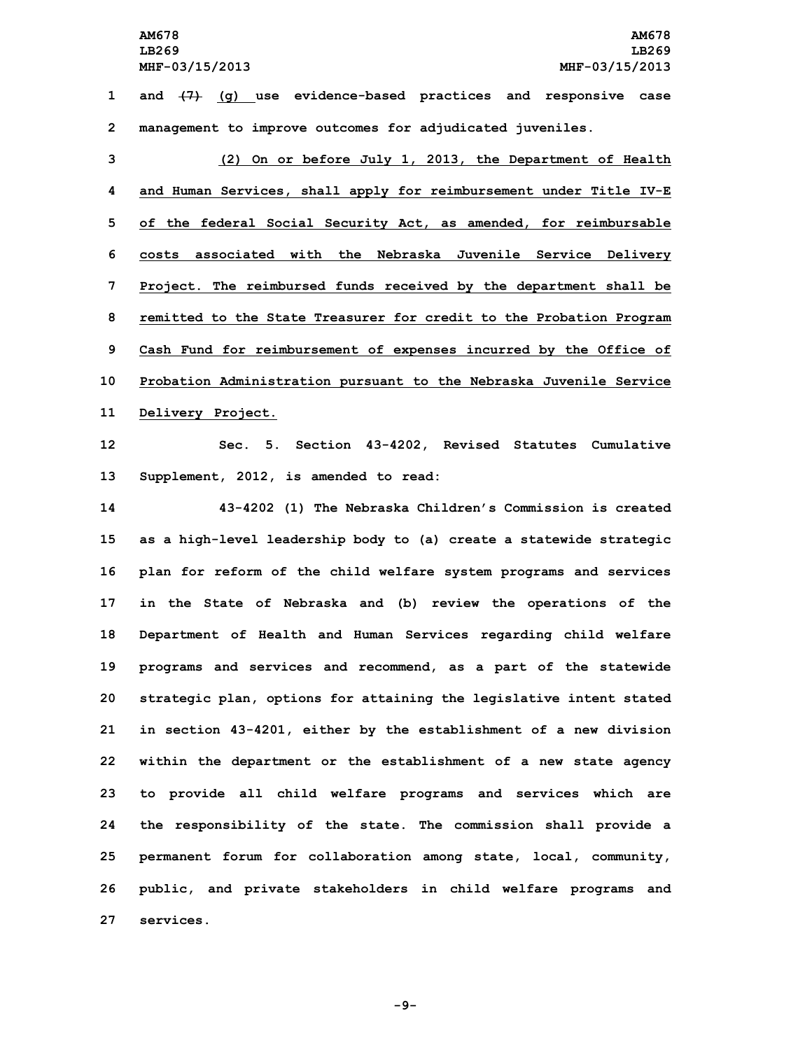and ~~(7)~~ (g) use evidence-based practices and responsive case management to improve outcomes for adjudicated juveniles.

(2) On or before July 1, 2013, the Department of Health and Human Services, shall apply for reimbursement under Title IV-E of the federal Social Security Act, as amended, for reimbursable costs associated with the Nebraska Juvenile Service Delivery Project. The reimbursed funds received by the department shall be remitted to the State Treasurer for credit to the Probation Program Cash Fund for reimbursement of expenses incurred by the Office of Probation Administration pursuant to the Nebraska Juvenile Service Delivery Project.

Sec. 5. Section 43-4202, Revised Statutes Cumulative Supplement, 2012, is amended to read:

43-4202 (1) The Nebraska Children's Commission is created as a high-level leadership body to (a) create a statewide strategic plan for reform of the child welfare system programs and services in the State of Nebraska and (b) review the operations of the Department of Health and Human Services regarding child welfare programs and services and recommend, as a part of the statewide strategic plan, options for attaining the legislative intent stated in section 43-4201, either by the establishment of a new division within the department or the establishment of a new state agency to provide all child welfare programs and services which are the responsibility of the state. The commission shall provide a permanent forum for collaboration among state, local, community, public, and private stakeholders in child welfare programs and services.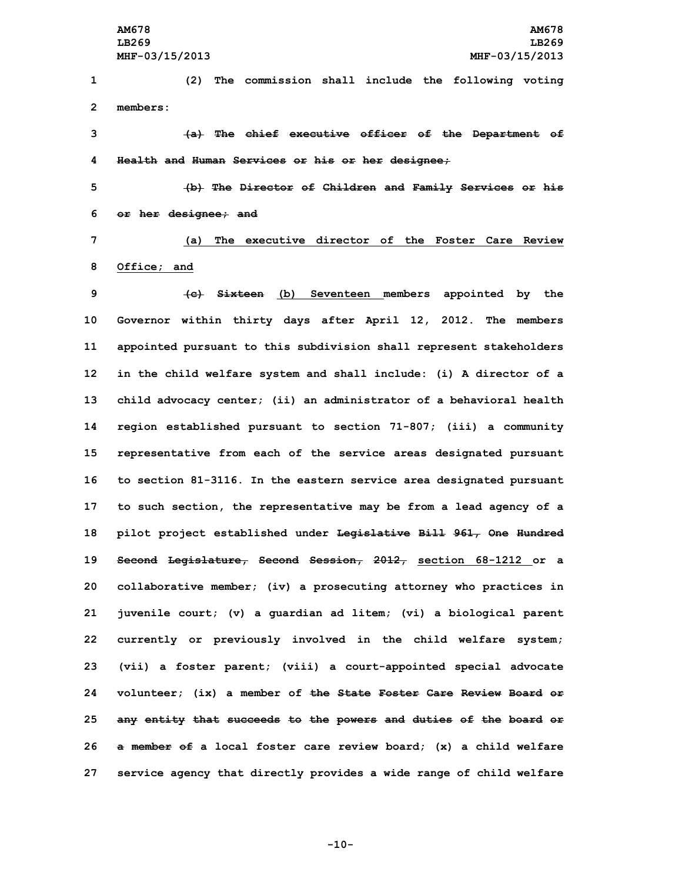(2) The commission shall include the following voting members:

~~(a) The chief executive officer of the Department of Health and Human Services or his or her designee;~~

~~(b) The Director of Children and Family Services or his or her designee; and~~

(a) The executive director of the Foster Care Review Office; and

~~(c) Sixteen~~ (b) Seventeen members appointed by the Governor within thirty days after April 12, 2012. The members appointed pursuant to this subdivision shall represent stakeholders in the child welfare system and shall include: (i) A director of a child advocacy center; (ii) an administrator of a behavioral health region established pursuant to section 71-807; (iii) a community representative from each of the service areas designated pursuant to section 81-3116. In the eastern service area designated pursuant to such section, the representative may be from a lead agency of a pilot project established under ~~Legislative Bill 961, One Hundred Second Legislature, Second Session, 2012,~~ section 68-1212 or a collaborative member; (iv) a prosecuting attorney who practices in juvenile court; (v) a guardian ad litem; (vi) a biological parent currently or previously involved in the child welfare system; (vii) a foster parent; (viii) a court-appointed special advocate volunteer; (ix) a member of ~~the State Foster Care Review Board or any entity that succeeds to the powers and duties of the board or a member of~~ a local foster care review board; (x) a child welfare service agency that directly provides a wide range of child welfare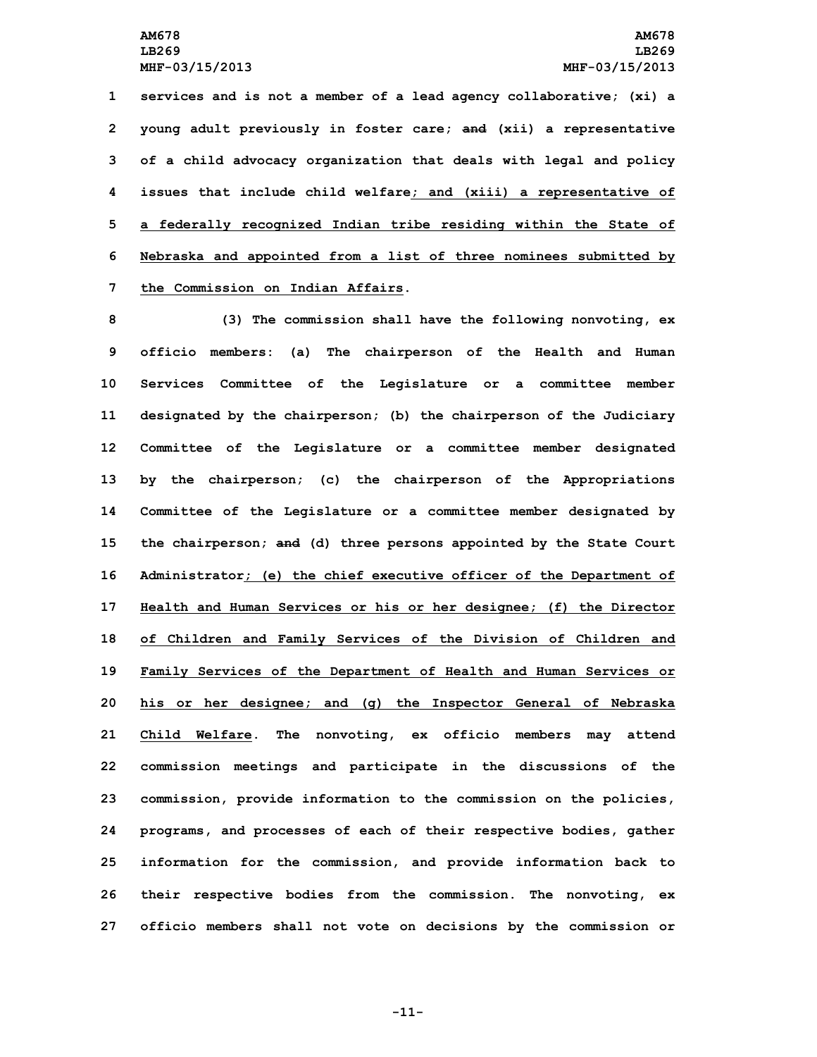services and is not a member of a lead agency collaborative; (xi) a young adult previously in foster care; ~~and~~ (xii) a representative of a child advocacy organization that deals with legal and policy issues that include child welfare; and (xiii) a representative of a federally recognized Indian tribe residing within the State of Nebraska and appointed from a list of three nominees submitted by the Commission on Indian Affairs.

(3) The commission shall have the following nonvoting, ex officio members: (a) The chairperson of the Health and Human Services Committee of the Legislature or a committee member designated by the chairperson; (b) the chairperson of the Judiciary Committee of the Legislature or a committee member designated by the chairperson; (c) the chairperson of the Appropriations Committee of the Legislature or a committee member designated by the chairperson; ~~and~~ (d) three persons appointed by the State Court Administrator; (e) the chief executive officer of the Department of Health and Human Services or his or her designee; (f) the Director of Children and Family Services of the Division of Children and Family Services of the Department of Health and Human Services or his or her designee; and (g) the Inspector General of Nebraska Child Welfare. The nonvoting, ex officio members may attend commission meetings and participate in the discussions of the commission, provide information to the commission on the policies, programs, and processes of each of their respective bodies, gather information for the commission, and provide information back to their respective bodies from the commission. The nonvoting, ex officio members shall not vote on decisions by the commission or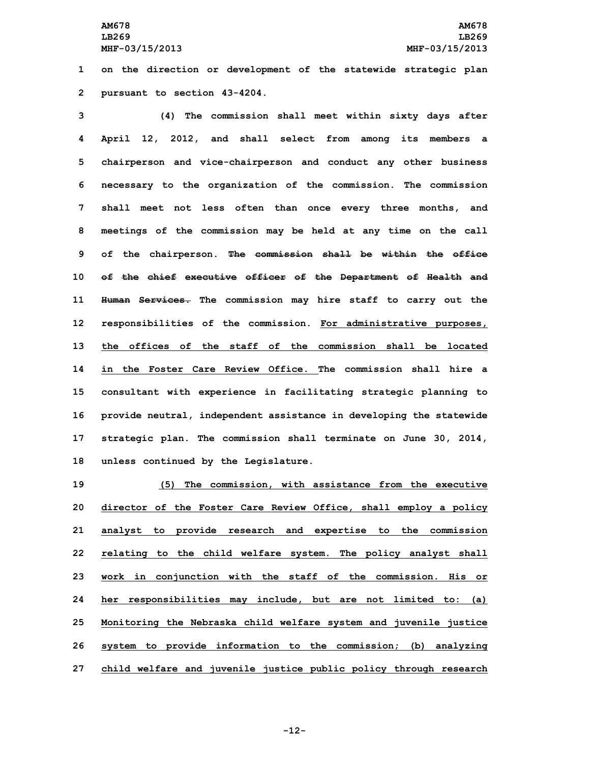on the direction or development of the statewide strategic plan pursuant to section 43-4204.

(4) The commission shall meet within sixty days after April 12, 2012, and shall select from among its members a chairperson and vice-chairperson and conduct any other business necessary to the organization of the commission. The commission shall meet not less often than once every three months, and meetings of the commission may be held at any time on the call of the chairperson. ~~The commission shall be within the office of the chief executive officer of the Department of Health and Human Services.~~ The commission may hire staff to carry out the responsibilities of the commission. For administrative purposes, the offices of the staff of the commission shall be located in the Foster Care Review Office. The commission shall hire a consultant with experience in facilitating strategic planning to provide neutral, independent assistance in developing the statewide strategic plan. The commission shall terminate on June 30, 2014, unless continued by the Legislature.

(5) The commission, with assistance from the executive director of the Foster Care Review Office, shall employ a policy analyst to provide research and expertise to the commission relating to the child welfare system. The policy analyst shall work in conjunction with the staff of the commission. His or her responsibilities may include, but are not limited to: (a) Monitoring the Nebraska child welfare system and juvenile justice system to provide information to the commission; (b) analyzing child welfare and juvenile justice public policy through research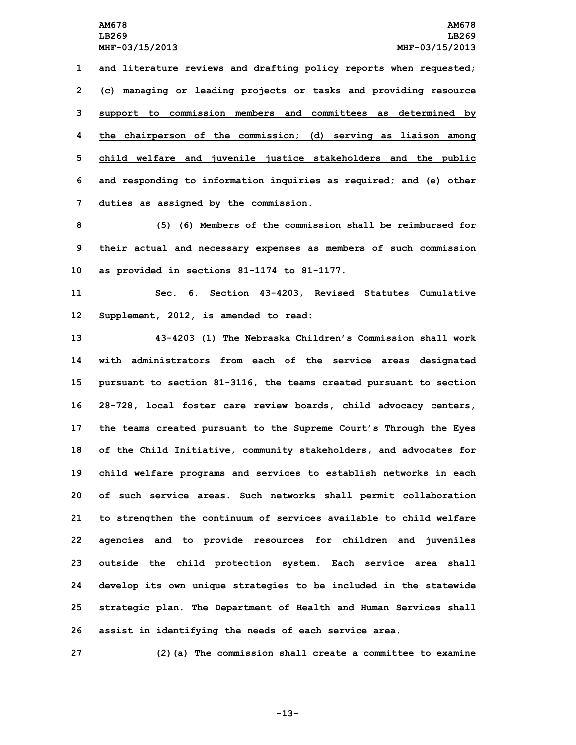and literature reviews and drafting policy reports when requested; (c) managing or leading projects or tasks and providing resource support to commission members and committees as determined by the chairperson of the commission; (d) serving as liaison among child welfare and juvenile justice stakeholders and the public and responding to information inquiries as required; and (e) other duties as assigned by the commission.

~~(5)~~ (6) Members of the commission shall be reimbursed for their actual and necessary expenses as members of such commission as provided in sections 81-1174 to 81-1177.

Sec. 6. Section 43-4203, Revised Statutes Cumulative Supplement, 2012, is amended to read:

43-4203 (1) The Nebraska Children's Commission shall work with administrators from each of the service areas designated pursuant to section 81-3116, the teams created pursuant to section 28-728, local foster care review boards, child advocacy centers, the teams created pursuant to the Supreme Court's Through the Eyes of the Child Initiative, community stakeholders, and advocates for child welfare programs and services to establish networks in each of such service areas. Such networks shall permit collaboration to strengthen the continuum of services available to child welfare agencies and to provide resources for children and juveniles outside the child protection system. Each service area shall develop its own unique strategies to be included in the statewide strategic plan. The Department of Health and Human Services shall assist in identifying the needs of each service area.

(2)(a) The commission shall create a committee to examine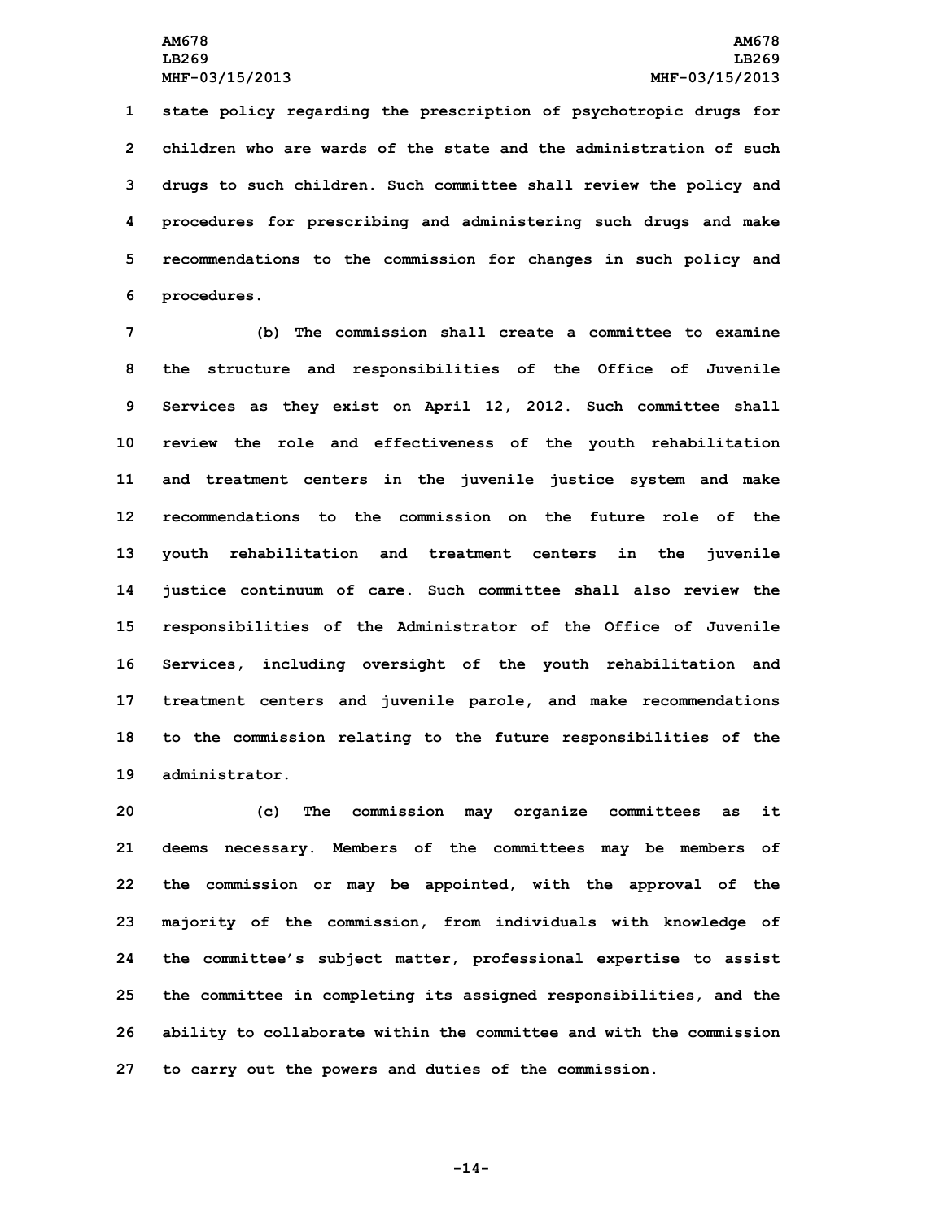state policy regarding the prescription of psychotropic drugs for children who are wards of the state and the administration of such drugs to such children. Such committee shall review the policy and procedures for prescribing and administering such drugs and make recommendations to the commission for changes in such policy and procedures.

(b) The commission shall create a committee to examine the structure and responsibilities of the Office of Juvenile Services as they exist on April 12, 2012. Such committee shall review the role and effectiveness of the youth rehabilitation and treatment centers in the juvenile justice system and make recommendations to the commission on the future role of the youth rehabilitation and treatment centers in the juvenile justice continuum of care. Such committee shall also review the responsibilities of the Administrator of the Office of Juvenile Services, including oversight of the youth rehabilitation and treatment centers and juvenile parole, and make recommendations to the commission relating to the future responsibilities of the administrator.

(c) The commission may organize committees as it deems necessary. Members of the committees may be members of the commission or may be appointed, with the approval of the majority of the commission, from individuals with knowledge of the committee's subject matter, professional expertise to assist the committee in completing its assigned responsibilities, and the ability to collaborate within the committee and with the commission to carry out the powers and duties of the commission.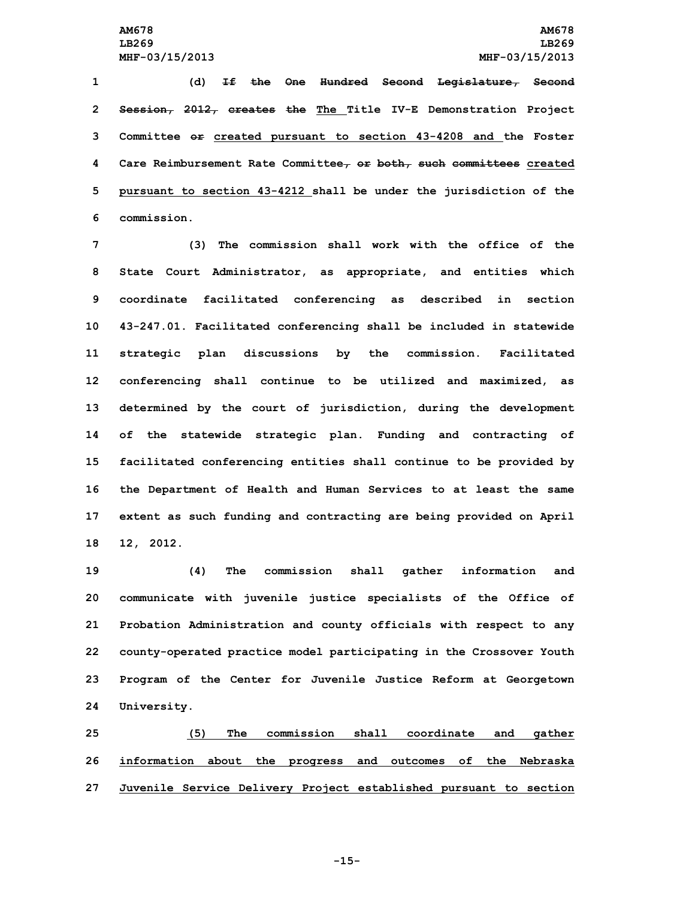(d) ~~If the One Hundred Second Legislature, Second Session, 2012, creates the~~ The Title IV-E Demonstration Project Committee ~~or~~ created pursuant to section 43-4208 and the Foster Care Reimbursement Rate Committee~~, or both, such committees~~ created pursuant to section 43-4212 shall be under the jurisdiction of the commission.

(3) The commission shall work with the office of the State Court Administrator, as appropriate, and entities which coordinate facilitated conferencing as described in section 43-247.01. Facilitated conferencing shall be included in statewide strategic plan discussions by the commission. Facilitated conferencing shall continue to be utilized and maximized, as determined by the court of jurisdiction, during the development of the statewide strategic plan. Funding and contracting of facilitated conferencing entities shall continue to be provided by the Department of Health and Human Services to at least the same extent as such funding and contracting are being provided on April 12, 2012.

(4) The commission shall gather information and communicate with juvenile justice specialists of the Office of Probation Administration and county officials with respect to any county-operated practice model participating in the Crossover Youth Program of the Center for Juvenile Justice Reform at Georgetown University.

(5) The commission shall coordinate and gather information about the progress and outcomes of the Nebraska Juvenile Service Delivery Project established pursuant to section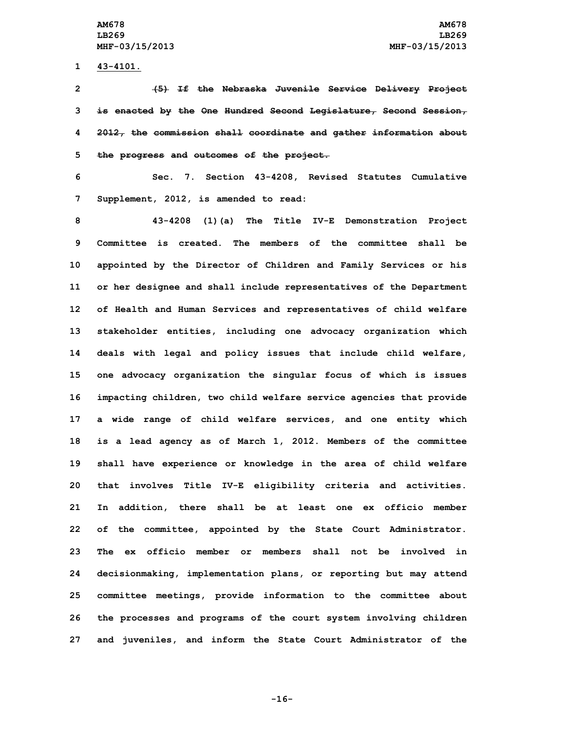43-4101.

~~(5) If the Nebraska Juvenile Service Delivery Project is enacted by the One Hundred Second Legislature, Second Session, 2012, the commission shall coordinate and gather information about the progress and outcomes of the project.~~

Sec. 7. Section 43-4208, Revised Statutes Cumulative Supplement, 2012, is amended to read:

43-4208 (1)(a) The Title IV-E Demonstration Project Committee is created. The members of the committee shall be appointed by the Director of Children and Family Services or his or her designee and shall include representatives of the Department of Health and Human Services and representatives of child welfare stakeholder entities, including one advocacy organization which deals with legal and policy issues that include child welfare, one advocacy organization the singular focus of which is issues impacting children, two child welfare service agencies that provide a wide range of child welfare services, and one entity which is a lead agency as of March 1, 2012. Members of the committee shall have experience or knowledge in the area of child welfare that involves Title IV-E eligibility criteria and activities. In addition, there shall be at least one ex officio member of the committee, appointed by the State Court Administrator. The ex officio member or members shall not be involved in decisionmaking, implementation plans, or reporting but may attend committee meetings, provide information to the committee about the processes and programs of the court system involving children and juveniles, and inform the State Court Administrator of the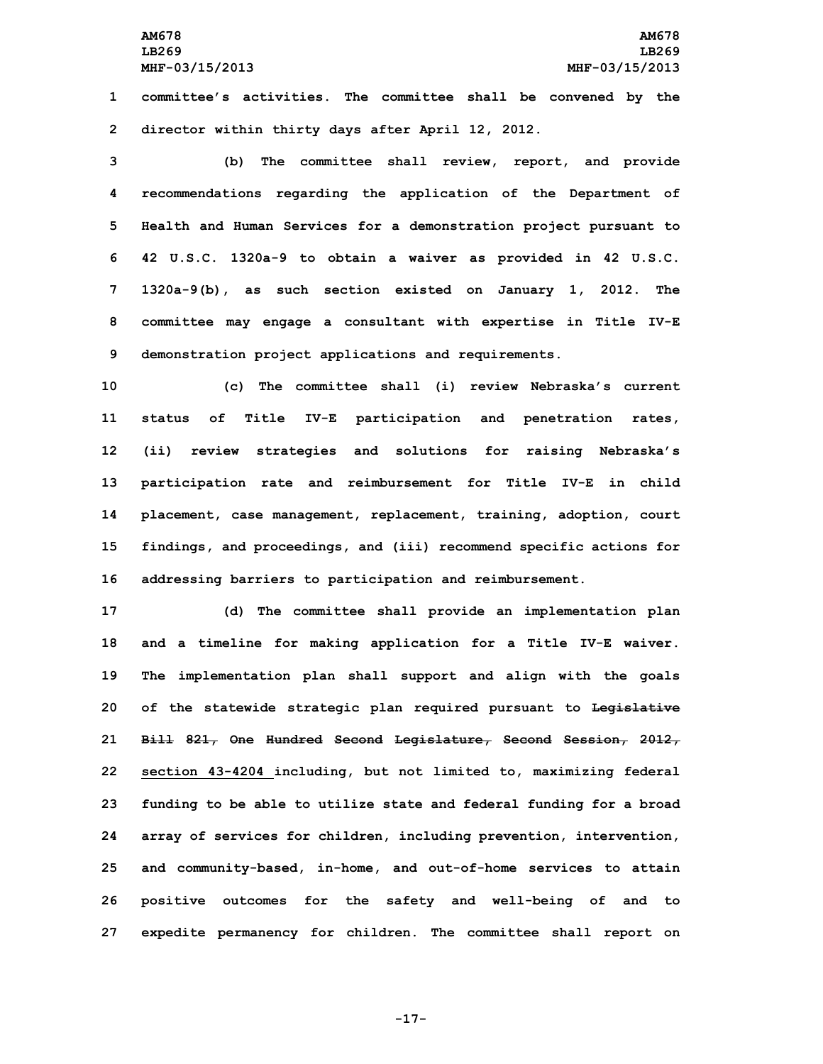committee's activities. The committee shall be convened by the director within thirty days after April 12, 2012.

(b) The committee shall review, report, and provide recommendations regarding the application of the Department of Health and Human Services for a demonstration project pursuant to 42 U.S.C. 1320a-9 to obtain a waiver as provided in 42 U.S.C. 1320a-9(b), as such section existed on January 1, 2012. The committee may engage a consultant with expertise in Title IV-E demonstration project applications and requirements.

(c) The committee shall (i) review Nebraska's current status of Title IV-E participation and penetration rates, (ii) review strategies and solutions for raising Nebraska's participation rate and reimbursement for Title IV-E in child placement, case management, replacement, training, adoption, court findings, and proceedings, and (iii) recommend specific actions for addressing barriers to participation and reimbursement.

(d) The committee shall provide an implementation plan and a timeline for making application for a Title IV-E waiver. The implementation plan shall support and align with the goals of the statewide strategic plan required pursuant to ~~Legislative Bill 821, One Hundred Second Legislature, Second Session, 2012,~~ <u>section 43-4204</u> including, but not limited to, maximizing federal funding to be able to utilize state and federal funding for a broad array of services for children, including prevention, intervention, and community-based, in-home, and out-of-home services to attain positive outcomes for the safety and well-being of and to expedite permanency for children. The committee shall report on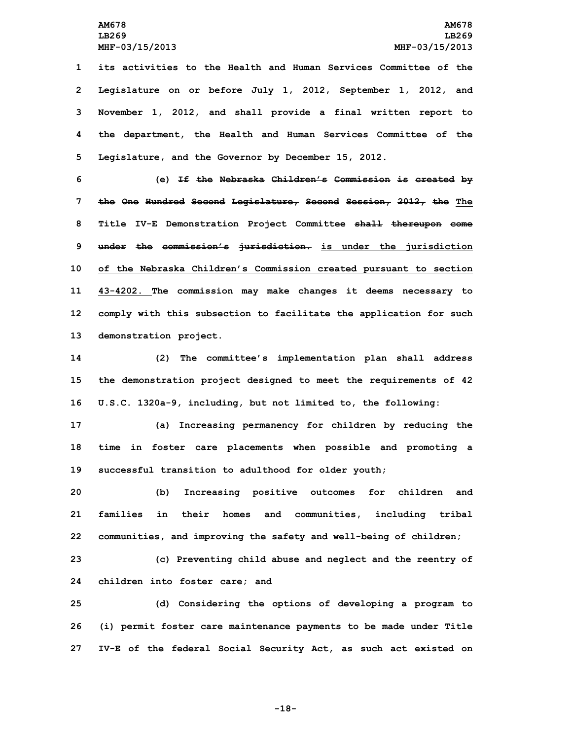its activities to the Health and Human Services Committee of the Legislature on or before July 1, 2012, September 1, 2012, and November 1, 2012, and shall provide a final written report to the department, the Health and Human Services Committee of the Legislature, and the Governor by December 15, 2012.

(e) ~~If the Nebraska Children's Commission is created by the One Hundred Second Legislature, Second Session, 2012, the~~ The Title IV-E Demonstration Project Committee ~~shall thereupon come under the commission's jurisdiction.~~ is under the jurisdiction of the Nebraska Children's Commission created pursuant to section 43-4202. The commission may make changes it deems necessary to comply with this subsection to facilitate the application for such demonstration project.

(2) The committee's implementation plan shall address the demonstration project designed to meet the requirements of 42 U.S.C. 1320a-9, including, but not limited to, the following:

(a) Increasing permanency for children by reducing the time in foster care placements when possible and promoting a successful transition to adulthood for older youth;

(b) Increasing positive outcomes for children and families in their homes and communities, including tribal communities, and improving the safety and well-being of children;

(c) Preventing child abuse and neglect and the reentry of children into foster care; and

(d) Considering the options of developing a program to (i) permit foster care maintenance payments to be made under Title IV-E of the federal Social Security Act, as such act existed on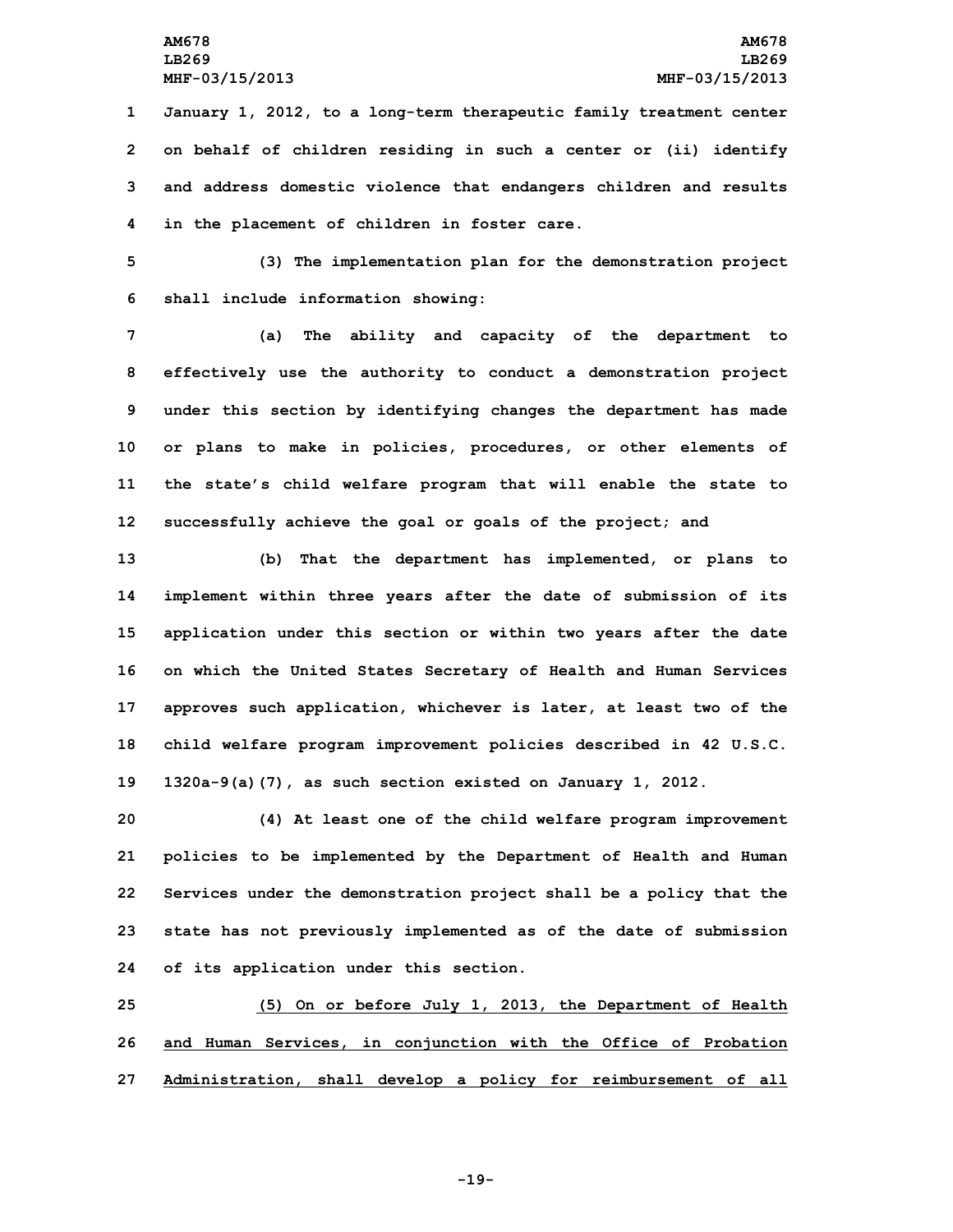January 1, 2012, to a long-term therapeutic family treatment center on behalf of children residing in such a center or (ii) identify and address domestic violence that endangers children and results in the placement of children in foster care.

(3) The implementation plan for the demonstration project shall include information showing:

(a) The ability and capacity of the department to effectively use the authority to conduct a demonstration project under this section by identifying changes the department has made or plans to make in policies, procedures, or other elements of the state's child welfare program that will enable the state to successfully achieve the goal or goals of the project; and

(b) That the department has implemented, or plans to implement within three years after the date of submission of its application under this section or within two years after the date on which the United States Secretary of Health and Human Services approves such application, whichever is later, at least two of the child welfare program improvement policies described in 42 U.S.C. 1320a-9(a)(7), as such section existed on January 1, 2012.

(4) At least one of the child welfare program improvement policies to be implemented by the Department of Health and Human Services under the demonstration project shall be a policy that the state has not previously implemented as of the date of submission of its application under this section.

<u>(5) On or before July 1, 2013, the Department of Health and Human Services, in conjunction with the Office of Probation Administration, shall develop a policy for reimbursement of all</u>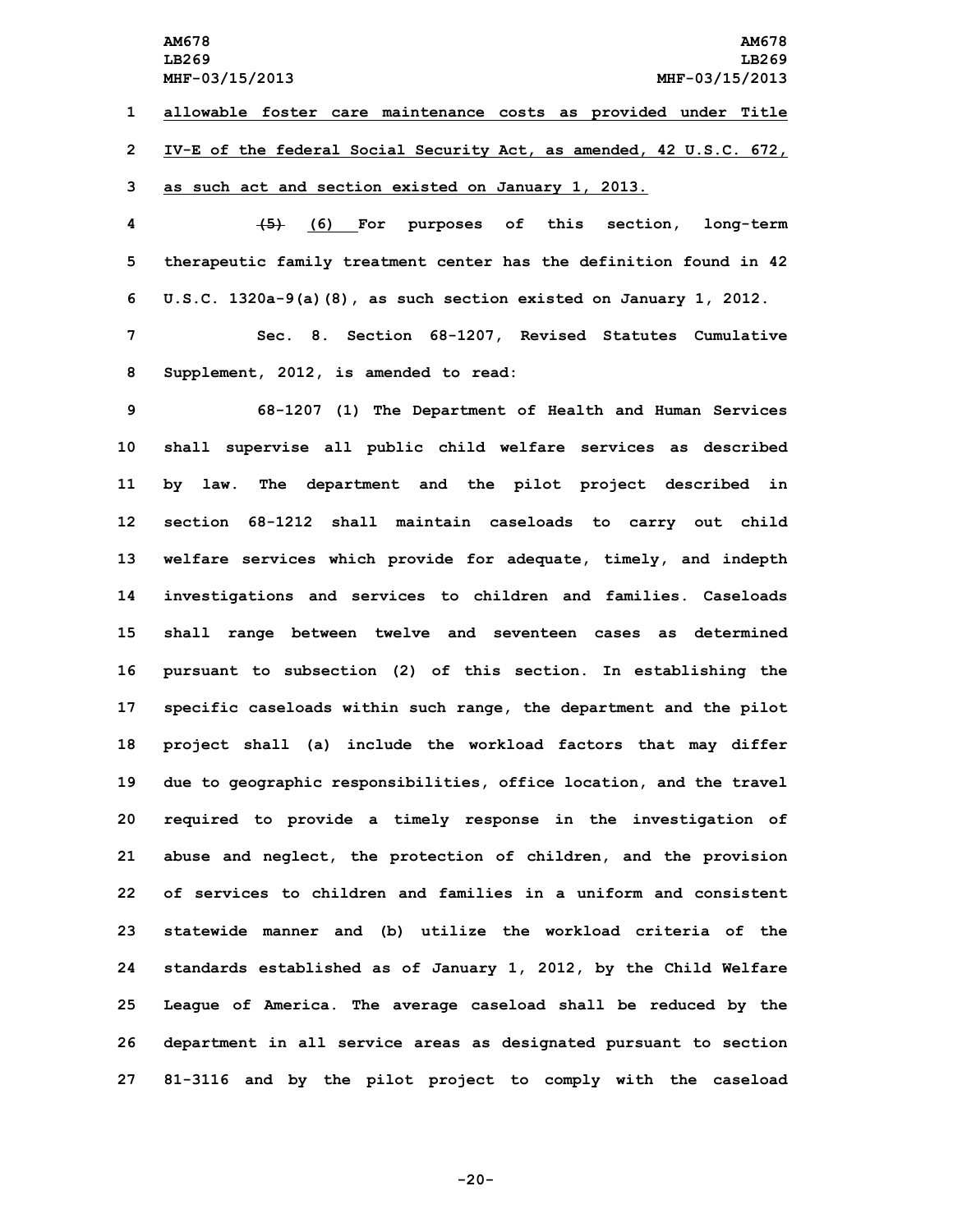allowable foster care maintenance costs as provided under Title IV-E of the federal Social Security Act, as amended, 42 U.S.C. 672, as such act and section existed on January 1, 2013.

~~(5)~~ (6) For purposes of this section, long-term therapeutic family treatment center has the definition found in 42 U.S.C. 1320a-9(a)(8), as such section existed on January 1, 2012.

Sec. 8. Section 68-1207, Revised Statutes Cumulative Supplement, 2012, is amended to read:

68-1207 (1) The Department of Health and Human Services shall supervise all public child welfare services as described by law. The department and the pilot project described in section 68-1212 shall maintain caseloads to carry out child welfare services which provide for adequate, timely, and indepth investigations and services to children and families. Caseloads shall range between twelve and seventeen cases as determined pursuant to subsection (2) of this section. In establishing the specific caseloads within such range, the department and the pilot project shall (a) include the workload factors that may differ due to geographic responsibilities, office location, and the travel required to provide a timely response in the investigation of abuse and neglect, the protection of children, and the provision of services to children and families in a uniform and consistent statewide manner and (b) utilize the workload criteria of the standards established as of January 1, 2012, by the Child Welfare League of America. The average caseload shall be reduced by the department in all service areas as designated pursuant to section 81-3116 and by the pilot project to comply with the caseload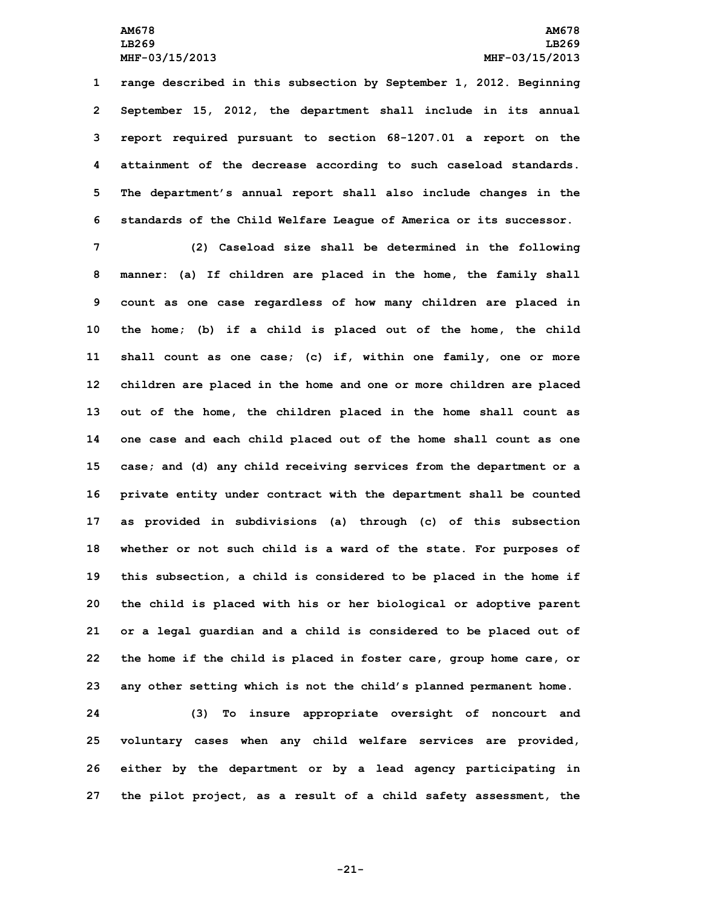range described in this subsection by September 1, 2012. Beginning September 15, 2012, the department shall include in its annual report required pursuant to section 68-1207.01 a report on the attainment of the decrease according to such caseload standards. The department's annual report shall also include changes in the standards of the Child Welfare League of America or its successor.

(2) Caseload size shall be determined in the following manner: (a) If children are placed in the home, the family shall count as one case regardless of how many children are placed in the home; (b) if a child is placed out of the home, the child shall count as one case; (c) if, within one family, one or more children are placed in the home and one or more children are placed out of the home, the children placed in the home shall count as one case and each child placed out of the home shall count as one case; and (d) any child receiving services from the department or a private entity under contract with the department shall be counted as provided in subdivisions (a) through (c) of this subsection whether or not such child is a ward of the state. For purposes of this subsection, a child is considered to be placed in the home if the child is placed with his or her biological or adoptive parent or a legal guardian and a child is considered to be placed out of the home if the child is placed in foster care, group home care, or any other setting which is not the child's planned permanent home.

(3) To insure appropriate oversight of noncourt and voluntary cases when any child welfare services are provided, either by the department or by a lead agency participating in the pilot project, as a result of a child safety assessment, the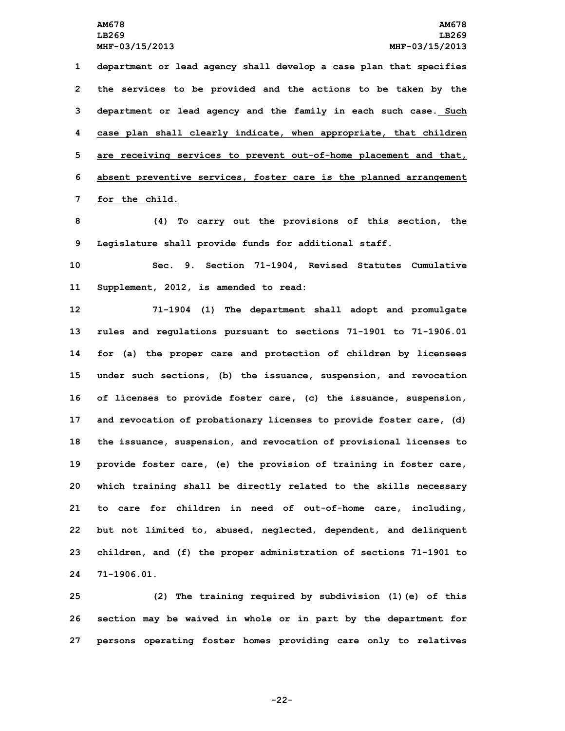department or lead agency shall develop a case plan that specifies the services to be provided and the actions to be taken by the department or lead agency and the family in each such case. <u>Such case plan shall clearly indicate, when appropriate, that children are receiving services to prevent out-of-home placement and that, absent preventive services, foster care is the planned arrangement for the child.</u>

(4) To carry out the provisions of this section, the Legislature shall provide funds for additional staff.

Sec. 9. Section 71-1904, Revised Statutes Cumulative Supplement, 2012, is amended to read:

71-1904 (1) The department shall adopt and promulgate rules and regulations pursuant to sections 71-1901 to 71-1906.01 for (a) the proper care and protection of children by licensees under such sections, (b) the issuance, suspension, and revocation of licenses to provide foster care, (c) the issuance, suspension, and revocation of probationary licenses to provide foster care, (d) the issuance, suspension, and revocation of provisional licenses to provide foster care, (e) the provision of training in foster care, which training shall be directly related to the skills necessary to care for children in need of out-of-home care, including, but not limited to, abused, neglected, dependent, and delinquent children, and (f) the proper administration of sections 71-1901 to 71-1906.01.

(2) The training required by subdivision (1)(e) of this section may be waived in whole or in part by the department for persons operating foster homes providing care only to relatives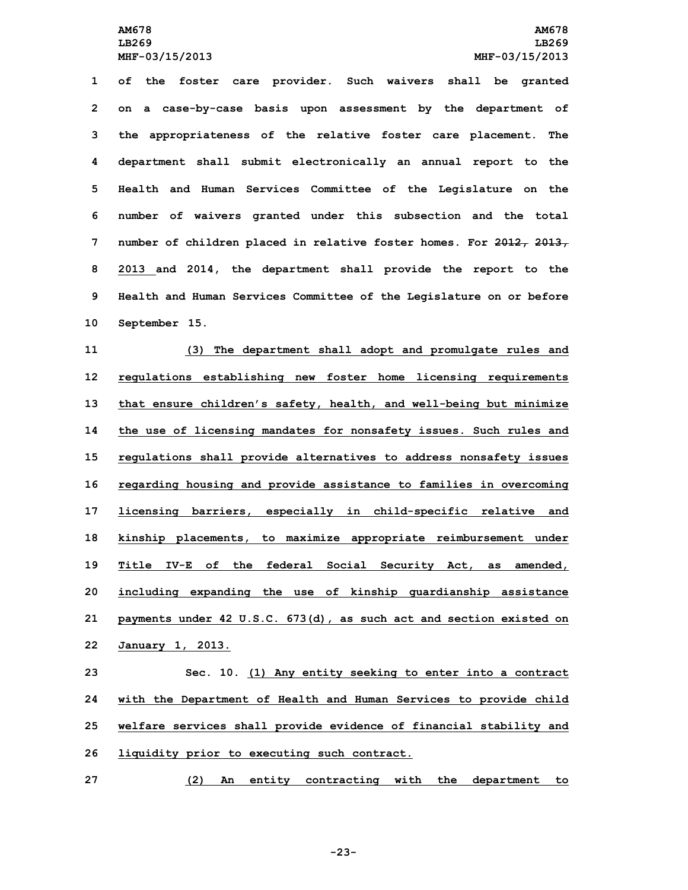of the foster care provider. Such waivers shall be granted on a case-by-case basis upon assessment by the department of the appropriateness of the relative foster care placement. The department shall submit electronically an annual report to the Health and Human Services Committee of the Legislature on the number of waivers granted under this subsection and the total number of children placed in relative foster homes. For ~~2012, 2013,~~ 2013 and 2014, the department shall provide the report to the Health and Human Services Committee of the Legislature on or before September 15.

(3) The department shall adopt and promulgate rules and regulations establishing new foster home licensing requirements that ensure children's safety, health, and well-being but minimize the use of licensing mandates for nonsafety issues. Such rules and regulations shall provide alternatives to address nonsafety issues regarding housing and provide assistance to families in overcoming licensing barriers, especially in child-specific relative and kinship placements, to maximize appropriate reimbursement under Title IV-E of the federal Social Security Act, as amended, including expanding the use of kinship guardianship assistance payments under 42 U.S.C. 673(d), as such act and section existed on January 1, 2013.

Sec. 10. (1) Any entity seeking to enter into a contract with the Department of Health and Human Services to provide child welfare services shall provide evidence of financial stability and liquidity prior to executing such contract.

(2) An entity contracting with the department to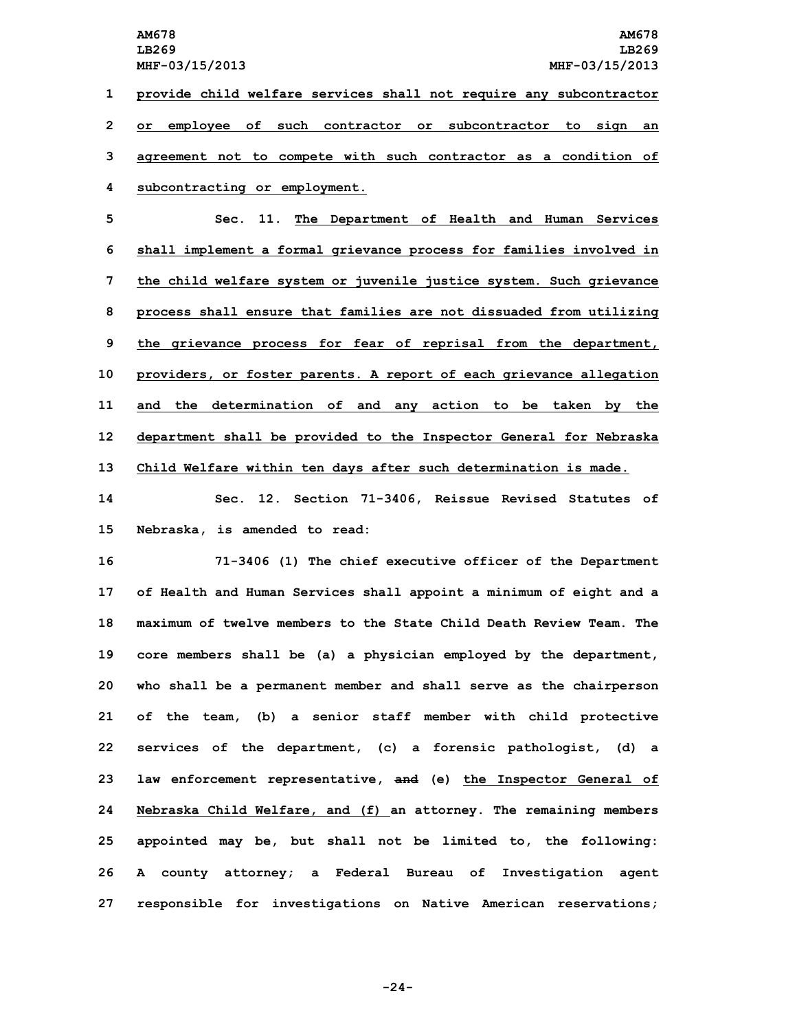provide child welfare services shall not require any subcontractor or employee of such contractor or subcontractor to sign an agreement not to compete with such contractor as a condition of subcontracting or employment.

Sec. 11. The Department of Health and Human Services shall implement a formal grievance process for families involved in the child welfare system or juvenile justice system. Such grievance process shall ensure that families are not dissuaded from utilizing the grievance process for fear of reprisal from the department, providers, or foster parents. A report of each grievance allegation and the determination of and any action to be taken by the department shall be provided to the Inspector General for Nebraska Child Welfare within ten days after such determination is made.

Sec. 12. Section 71-3406, Reissue Revised Statutes of Nebraska, is amended to read:

71-3406 (1) The chief executive officer of the Department of Health and Human Services shall appoint a minimum of eight and a maximum of twelve members to the State Child Death Review Team. The core members shall be (a) a physician employed by the department, who shall be a permanent member and shall serve as the chairperson of the team, (b) a senior staff member with child protective services of the department, (c) a forensic pathologist, (d) a law enforcement representative, ~~and~~ (e) the Inspector General of Nebraska Child Welfare, and (f) an attorney. The remaining members appointed may be, but shall not be limited to, the following: A county attorney; a Federal Bureau of Investigation agent responsible for investigations on Native American reservations;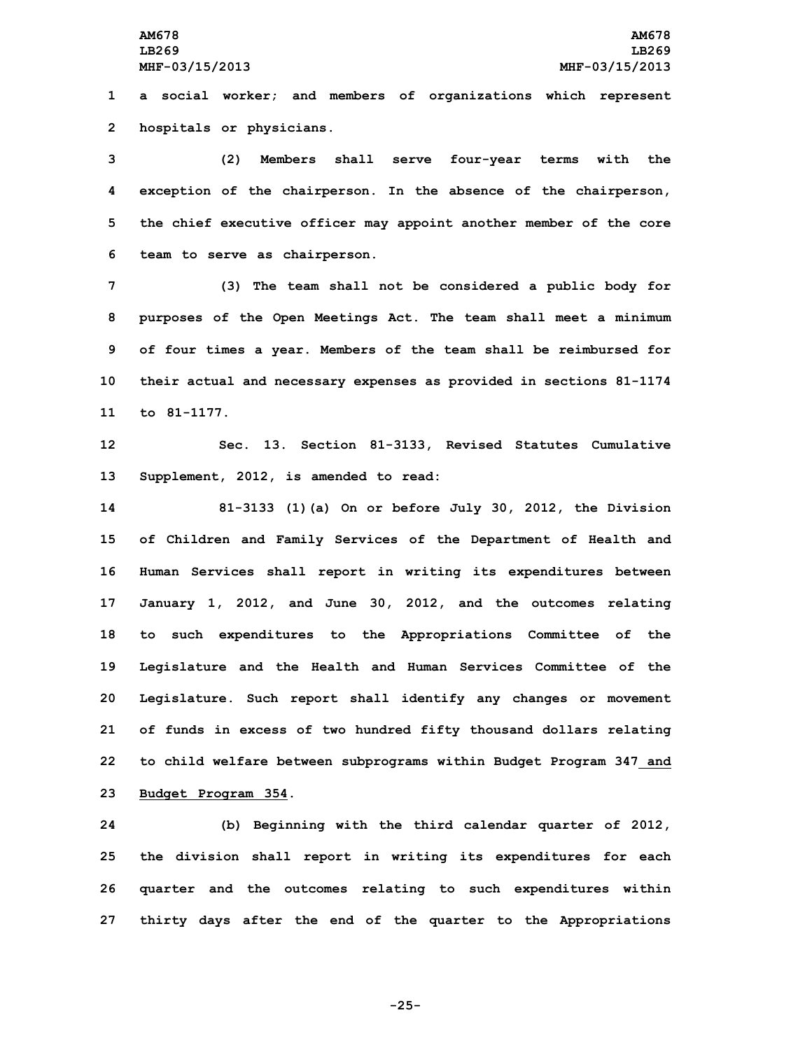a social worker; and members of organizations which represent hospitals or physicians.

(2) Members shall serve four-year terms with the exception of the chairperson. In the absence of the chairperson, the chief executive officer may appoint another member of the core team to serve as chairperson.

(3) The team shall not be considered a public body for purposes of the Open Meetings Act. The team shall meet a minimum of four times a year. Members of the team shall be reimbursed for their actual and necessary expenses as provided in sections 81-1174 to 81-1177.

Sec. 13. Section 81-3133, Revised Statutes Cumulative Supplement, 2012, is amended to read:

81-3133 (1)(a) On or before July 30, 2012, the Division of Children and Family Services of the Department of Health and Human Services shall report in writing its expenditures between January 1, 2012, and June 30, 2012, and the outcomes relating to such expenditures to the Appropriations Committee of the Legislature and the Health and Human Services Committee of the Legislature. Such report shall identify any changes or movement of funds in excess of two hundred fifty thousand dollars relating to child welfare between subprograms within Budget Program 347 and Budget Program 354.

(b) Beginning with the third calendar quarter of 2012, the division shall report in writing its expenditures for each quarter and the outcomes relating to such expenditures within thirty days after the end of the quarter to the Appropriations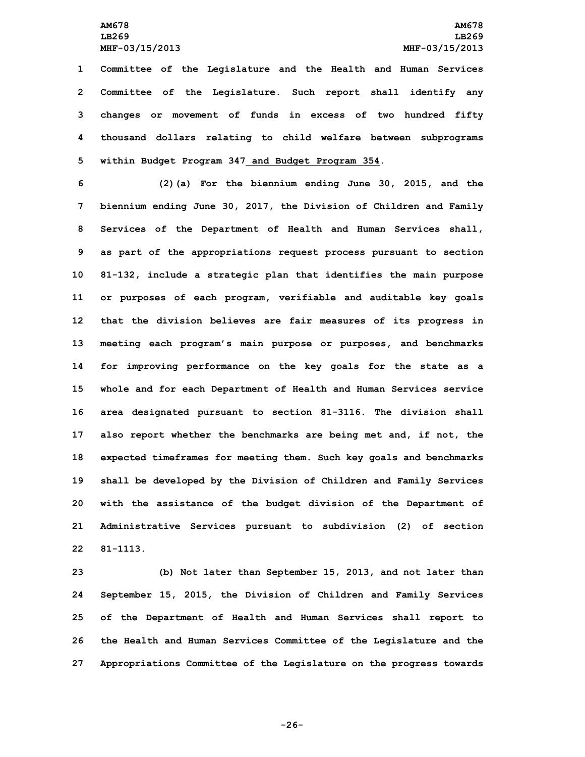Committee of the Legislature and the Health and Human Services Committee of the Legislature. Such report shall identify any changes or movement of funds in excess of two hundred fifty thousand dollars relating to child welfare between subprograms within Budget Program 347 and Budget Program 354.

(2)(a) For the biennium ending June 30, 2015, and the biennium ending June 30, 2017, the Division of Children and Family Services of the Department of Health and Human Services shall, as part of the appropriations request process pursuant to section 81-132, include a strategic plan that identifies the main purpose or purposes of each program, verifiable and auditable key goals that the division believes are fair measures of its progress in meeting each program's main purpose or purposes, and benchmarks for improving performance on the key goals for the state as a whole and for each Department of Health and Human Services service area designated pursuant to section 81-3116. The division shall also report whether the benchmarks are being met and, if not, the expected timeframes for meeting them. Such key goals and benchmarks shall be developed by the Division of Children and Family Services with the assistance of the budget division of the Department of Administrative Services pursuant to subdivision (2) of section 81-1113.

(b) Not later than September 15, 2013, and not later than September 15, 2015, the Division of Children and Family Services of the Department of Health and Human Services shall report to the Health and Human Services Committee of the Legislature and the Appropriations Committee of the Legislature on the progress towards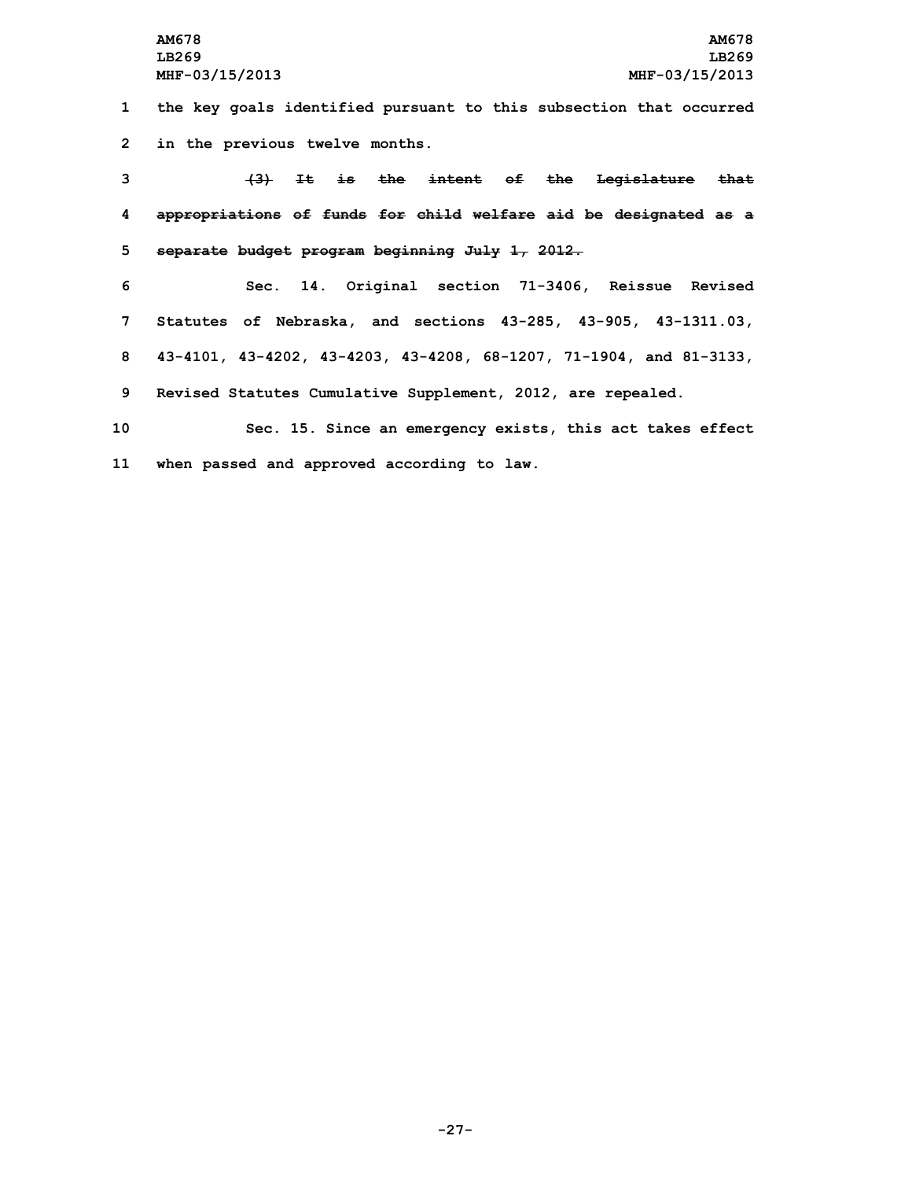the key goals identified pursuant to this subsection that occurred in the previous twelve months.

~~(3) It is the intent of the Legislature that appropriations of funds for child welfare aid be designated as a separate budget program beginning July 1, 2012.~~

Sec. 14. Original section 71-3406, Reissue Revised Statutes of Nebraska, and sections 43-285, 43-905, 43-1311.03, 43-4101, 43-4202, 43-4203, 43-4208, 68-1207, 71-1904, and 81-3133, Revised Statutes Cumulative Supplement, 2012, are repealed.

Sec. 15. Since an emergency exists, this act takes effect when passed and approved according to law.